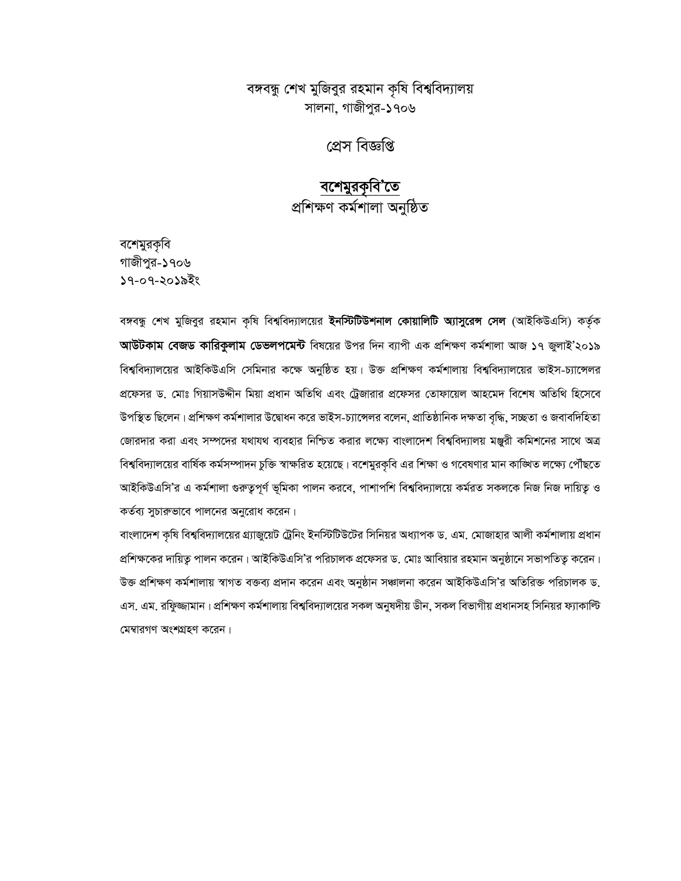বঙ্গবন্ধু শেখ মুজিবুর রহমান কৃষি বিশ্ববিদ্যালয়
সালনা, গাজীপুর-১৭০৬

# প্রেস বিজ্ঞপ্তি

## বশেমুরকৃবি'তে
প্রশিক্ষণ কর্মশালা অনুষ্ঠিত

বশেমুরকৃবি
গাজীপুর-১৭০৬
১৭-০৭-২০১৯ইং

বঙ্গবন্ধু শেখ মুজিবুর রহমান কৃষি বিশ্ববিদ্যালয়ের **ইনস্টিটিউশনাল কোয়ালিটি অ্যাসুরেন্স সেল** (আইকিউএসি) কর্তৃক **আউটকাম বেজড কারিকুলাম ডেভেলপমেন্ট** বিষয়ের উপর দিন ব্যাপী এক প্রশিক্ষণ কর্মশালা আজ **১৭ জুলাই'২০১৯** বিশ্ববিদ্যালয়ের আইকিউএসি সেমিনার কক্ষে অনুষ্ঠিত হয়। উক্ত প্রশিক্ষণ কর্মশালায় বিশ্ববিদ্যালয়ের ভাইস-চ্যান্সেলর প্রফেসর ড. মোঃ গিয়াসউদ্দীন মিয়া প্রধান অতিথি এবং ট্রেজারার প্রফেসর তোফায়েল আহমেদ বিশেষ অতিথি হিসেবে উপস্থিত ছিলেন। প্রশিক্ষণ কর্মশালার উদ্বোধন করে ভাইস-চ্যান্সেলর বলেন, প্রাতিষ্ঠানিক দক্ষতা বৃদ্ধি, সচ্ছতা ও জবাবদিহিতা জোরদার করা এবং সম্পদের যথাযথ ব্যবহার নিশ্চিত করার লক্ষ্যে বাংলাদেশ বিশ্ববিদ্যালয় মঞ্জুরী কমিশনের সাথে অত্র বিশ্ববিদ্যালয়ের বার্ষিক কর্মসম্পাদন চুক্তি স্বাক্ষরিত হয়েছে। বশেমুরকৃবি এর শিক্ষা ও গবেষণার মান কাঙ্খিত লক্ষ্যে পৌঁছতে আইকিউএসি'র এ কর্মশালা গুরুত্বপূর্ণ ভূমিকা পালন করবে, পাশাপশি বিশ্ববিদ্যালয়ে কর্মরত সকলকে নিজ নিজ দায়িত্ব ও কর্তব্য সুচারুভাবে পালনের অনুরোধ করেন।

বাংলাদেশ কৃষি বিশ্ববিদ্যালয়ের গ্র্যাজুয়েট ট্রেনিং ইনস্টিটিউটের সিনিয়র অধ্যাপক ড. এম. মোজাহার আলী কর্মশালায় প্রধান প্রশিক্ষকের দায়িত্ব পালন করেন। আইকিউএসি'র পরিচালক প্রফেসর ড. মোঃ আবিয়ার রহমান অনুষ্ঠানে সভাপতিত্ব করেন। উক্ত প্রশিক্ষণ কর্মশালায় স্বাগত বক্তব্য প্রদান করেন এবং অনুষ্ঠান সঞ্চালনা করেন আইকিউএসি'র অতিরিক্ত পরিচালক ড. এস. এম. রফিজ্জামান। প্রশিক্ষণ কর্মশালায় বিশ্ববিদ্যালয়ের সকল অনুষদীয় ডীন, সকল বিভাগীয় প্রধানসহ সিনিয়র ফ্যাকাল্টি মেম্বারগণ অংশগ্রহণ করেন।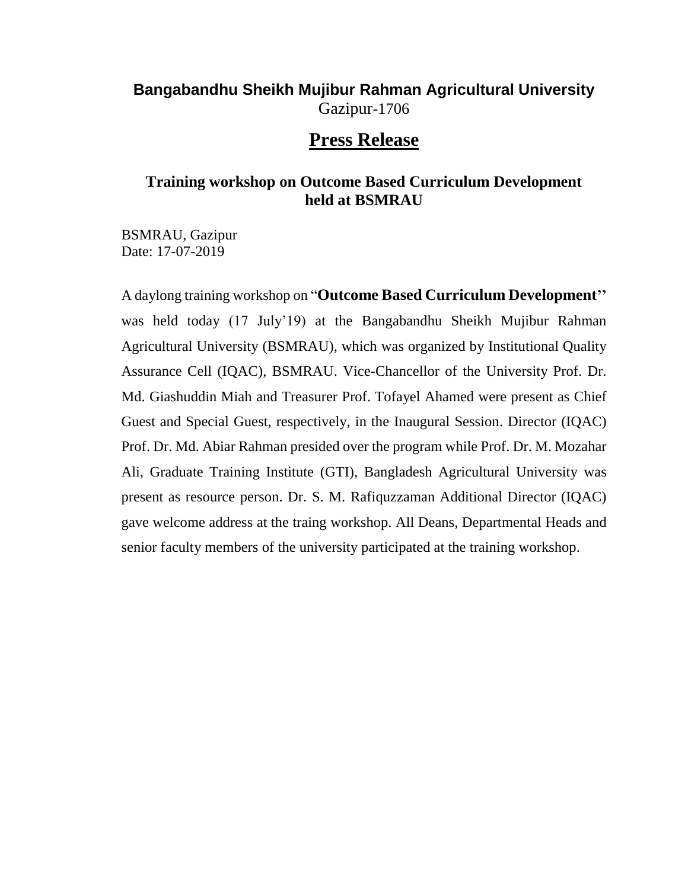**Bangabandhu Sheikh Mujibur Rahman Agricultural University**
Gazipur-1706

# Press Release

## Training workshop on Outcome Based Curriculum Development held at BSMRAU

BSMRAU, Gazipur
Date: 17-07-2019

A daylong training workshop on "**Outcome Based Curriculum Development''** was held today (17 July'19) at the Bangabandhu Sheikh Mujibur Rahman Agricultural University (BSMRAU), which was organized by Institutional Quality Assurance Cell (IQAC), BSMRAU. Vice-Chancellor of the University Prof. Dr. Md. Giashuddin Miah and Treasurer Prof. Tofayel Ahamed were present as Chief Guest and Special Guest, respectively, in the Inaugural Session. Director (IQAC) Prof. Dr. Md. Abiar Rahman presided over the program while Prof. Dr. M. Mozahar Ali, Graduate Training Institute (GTI), Bangladesh Agricultural University was present as resource person. Dr. S. M. Rafiquzzaman Additional Director (IQAC) gave welcome address at the traing workshop. All Deans, Departmental Heads and senior faculty members of the university participated at the training workshop.